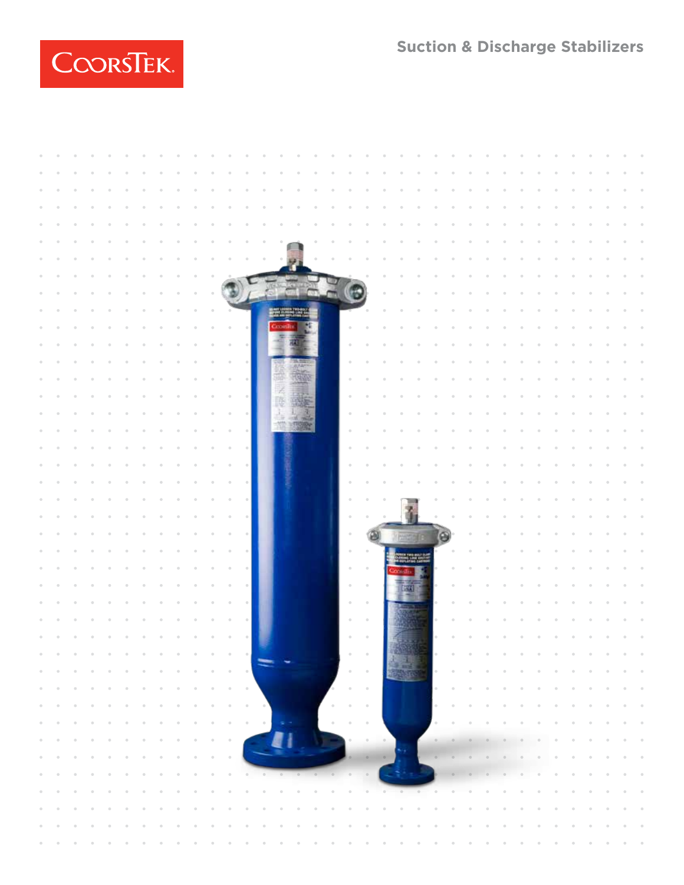CoorsTek

# Suction & Discharge Stabilizers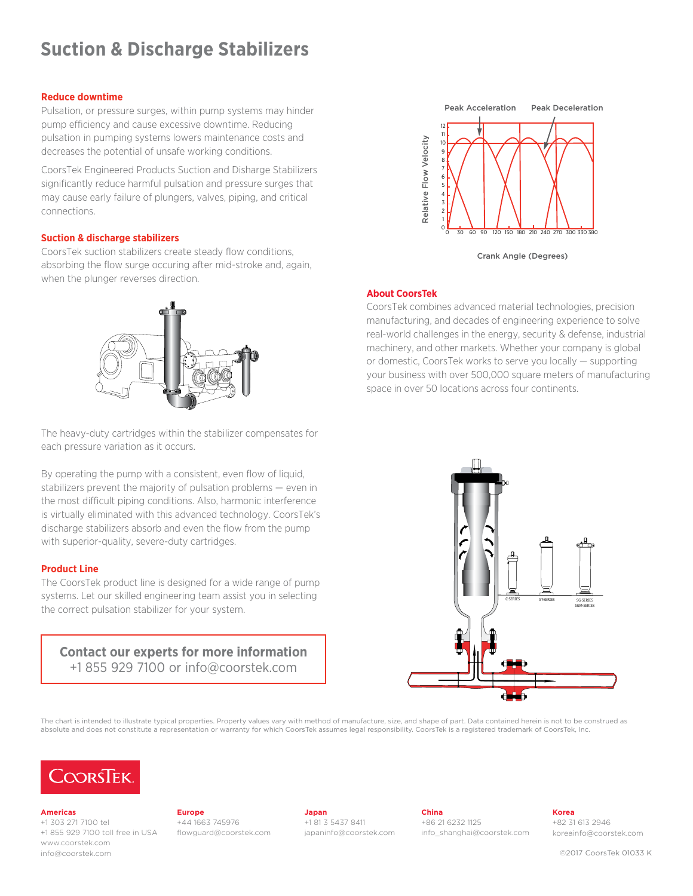# Suction & Discharge Stabilizers

### Reduce downtime

Pulsation, or pressure surges, within pump systems may hinder pump efficiency and cause excessive downtime. Reducing pulsation in pumping systems lowers maintenance costs and decreases the potential of unsafe working conditions.

CoorsTek Engineered Products Suction and Disharge Stabilizers significantly reduce harmful pulsation and pressure surges that may cause early failure of plungers, valves, piping, and critical connections.

### Suction & discharge stabilizers

CoorsTek suction stabilizers create steady flow conditions, absorbing the flow surge occuring after mid-stroke and, again, when the plunger reverses direction.

The heavy-duty cartridges within the stabilizer compensates for each pressure variation as it occurs.

By operating the pump with a consistent, even flow of liquid, stabilizers prevent the majority of pulsation problems — even in the most difficult piping conditions. Also, harmonic interference is virtually eliminated with this advanced technology. CoorsTek's discharge stabilizers absorb and even the flow from the pump with superior-quality, severe-duty cartridges.

### Product Line

The CoorsTek product line is designed for a wide range of pump systems. Let our skilled engineering team assist you in selecting the correct pulsation stabilizer for your system.

**Contact our experts for more information**
+1 855 929 7100 or info@coorstek.com

Peak Acceleration
Peak Deceleration
Relative Flow Velocity
0 1 2 3 4 5 6 7 8 9 10 11 12
0 30 60 90 120 150 180 210 240 270 300 330 380
Crank Angle (Degrees)

### About CoorsTek

CoorsTek combines advanced material technologies, precision manufacturing, and decades of engineering experience to solve real-world challenges in the energy, security & defense, industrial machinery, and other markets. Whether your company is global or domestic, CoorsTek works to serve you locally — supporting your business with over 500,000 square meters of manufacturing space in over 50 locations across four continents.

C-SERIES
ST-SERIES
SG-SERIES
SGM-SERIES

The chart is intended to illustrate typical properties. Property values vary with method of manufacture, size, and shape of part. Data contained herein is not to be construed as absolute and does not constitute a representation or warranty for which CoorsTek assumes legal responsibility. CoorsTek is a registered trademark of CoorsTek, Inc.

CoorsTek

**Americas**
+1 303 271 7100 tel
+1 855 929 7100 toll free in USA
www.coorstek.com
info@coorstek.com

**Europe**
+44 1663 745976
flowguard@coorstek.com

**Japan**
+81 3 5437 8411
japaninfo@coorstek.com

**China**
+86 21 6232 1125
info_shanghai@coorstek.com

**Korea**
+82 31 613 2946
koreainfo@coorstek.com

©2017 CoorsTek 01033 K